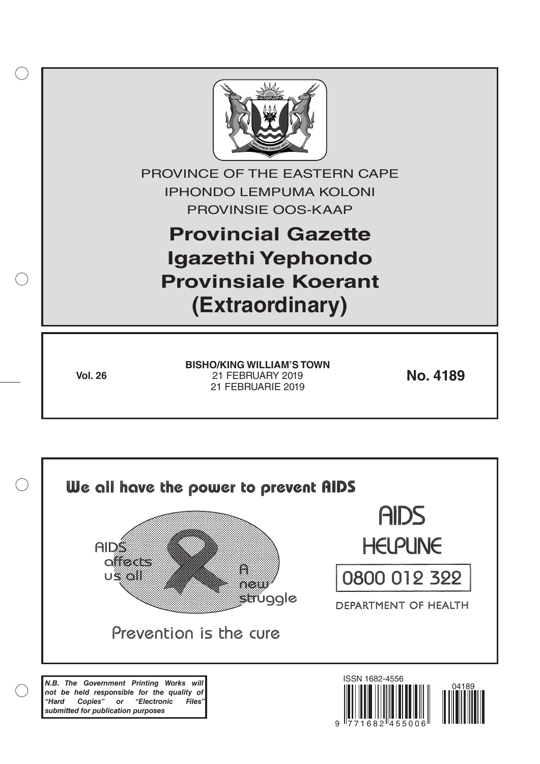PROVINCE OF THE EASTERN CAPE

IPHONDO LEMPUMA KOLONI

PROVINSIE OOS-KAAP

# Provincial Gazette
# Igazethi Yephondo
# Provinsiale Koerant
# (Extraordinary)

**Vol. 26**

**BISHO/KING WILLIAM'S TOWN**
21 FEBRUARY 2019
21 FEBRUARIE 2019

**No. 4189**

We all have the power to prevent AIDS

AIDS affects us all

A new struggle

Prevention is the cure

AIDS HELPLINE

0800 012 322

DEPARTMENT OF HEALTH

***N.B. The Government Printing Works will not be held responsible for the quality of "Hard Copies" or "Electronic Files" submitted for publication purposes***

ISSN 1682-4556

04189

9 771682 455006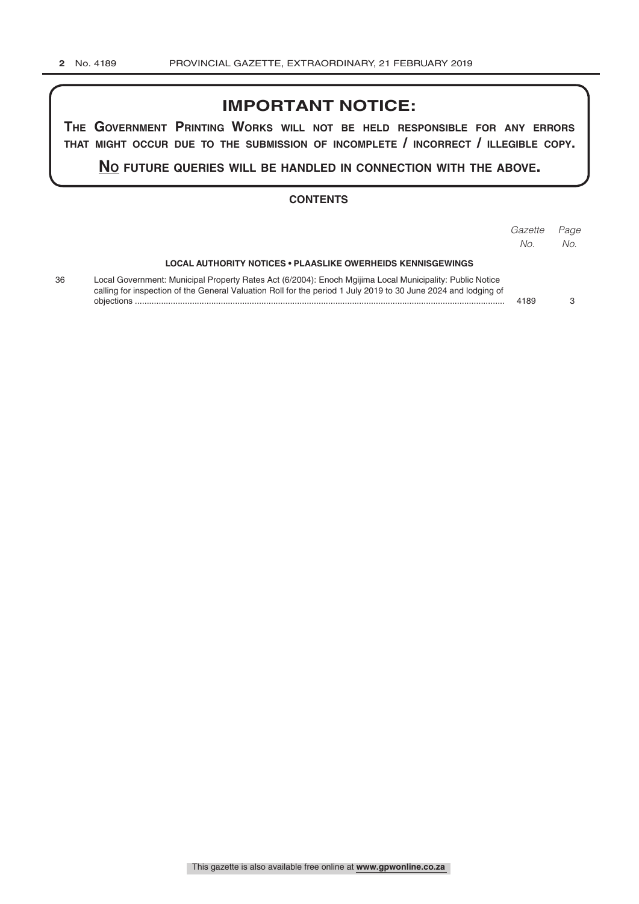## IMPORTANT NOTICE:

**THE GOVERNMENT PRINTING WORKS WILL NOT BE HELD RESPONSIBLE FOR ANY ERRORS THAT MIGHT OCCUR DUE TO THE SUBMISSION OF INCOMPLETE / INCORRECT / ILLEGIBLE COPY.**

**NO FUTURE QUERIES WILL BE HANDLED IN CONNECTION WITH THE ABOVE.**

### CONTENTS

| | | *Gazette No.* | *Page No.* |
|---|---|---|---|
| | **LOCAL AUTHORITY NOTICES • PLAASLIKE OWERHEIDS KENNISGEWINGS** | | |
| 36 | Local Government: Municipal Property Rates Act (6/2004): Enoch Mgijima Local Municipality: Public Notice calling for inspection of the General Valuation Roll for the period 1 July 2019 to 30 June 2024 and lodging of objections | 4189 | 3 |

This gazette is also available free online at **www.gpwonline.co.za**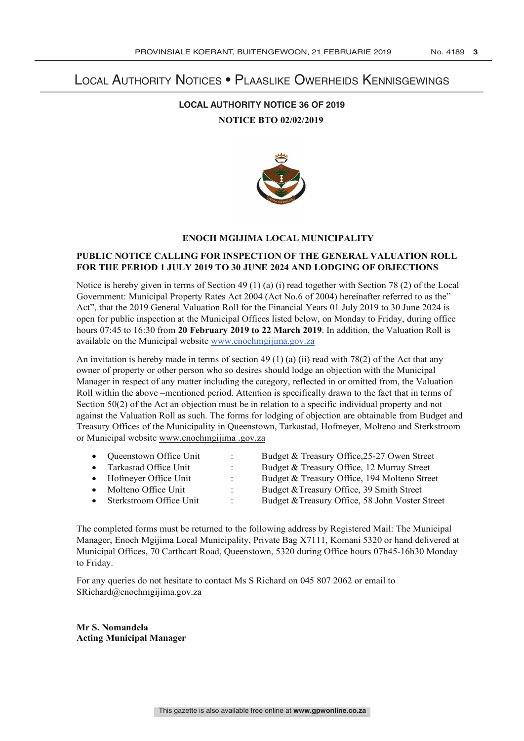# Local Authority Notices • Plaaslike Owerheids Kennisgewings

## LOCAL AUTHORITY NOTICE 36 OF 2019

**NOTICE BTO 02/02/2019**

**ENOCH MGIJIMA LOCAL MUNICIPALITY**

**PUBLIC NOTICE CALLING FOR INSPECTION OF THE GENERAL VALUATION ROLL FOR THE PERIOD 1 JULY 2019 TO 30 JUNE 2024 AND LODGING OF OBJECTIONS**

Notice is hereby given in terms of Section 49 (1) (a) (i) read together with Section 78 (2) of the Local Government: Municipal Property Rates Act 2004 (Act No.6 of 2004) hereinafter referred to as the" Act", that the 2019 General Valuation Roll for the Financial Years 01 July 2019 to 30 June 2024 is open for public inspection at the Municipal Offices listed below, on Monday to Friday, during office hours 07:45 to 16:30 from **20 February 2019 to 22 March 2019**. In addition, the Valuation Roll is available on the Municipal website www.enochmgijima.gov.za

An invitation is hereby made in terms of section 49 (1) (a) (ii) read with 78(2) of the Act that any owner of property or other person who so desires should lodge an objection with the Municipal Manager in respect of any matter including the category, reflected in or omitted from, the Valuation Roll within the above –mentioned period. Attention is specifically drawn to the fact that in terms of Section 50(2) of the Act an objection must be in relation to a specific individual property and not against the Valuation Roll as such. The forms for lodging of objection are obtainable from Budget and Treasury Offices of the Municipality in Queenstown, Tarkastad, Hofmeyer, Molteno and Sterkstroom or Municipal website www.enochmgijima .gov.za

- Queenstown Office Unit : Budget & Treasury Office,25-27 Owen Street
- Tarkastad Office Unit : Budget & Treasury Office, 12 Murray Street
- Hofmeyer Office Unit : Budget & Treasury Office, 194 Molteno Street
- Molteno Office Unit : Budget &Treasury Office, 39 Smith Street
- Sterkstroom Office Unit : Budget &Treasury Office, 58 John Voster Street

The completed forms must be returned to the following address by Registered Mail: The Municipal Manager, Enoch Mgijima Local Municipality, Private Bag X7111, Komani 5320 or hand delivered at Municipal Offices, 70 Carthcart Road, Queenstown, 5320 during Office hours 07h45-16h30 Monday to Friday.

For any queries do not hesitate to contact Ms S Richard on 045 807 2062 or email to SRichard@enochmgijima.gov.za

**Mr S. Nomandela**
**Acting Municipal Manager**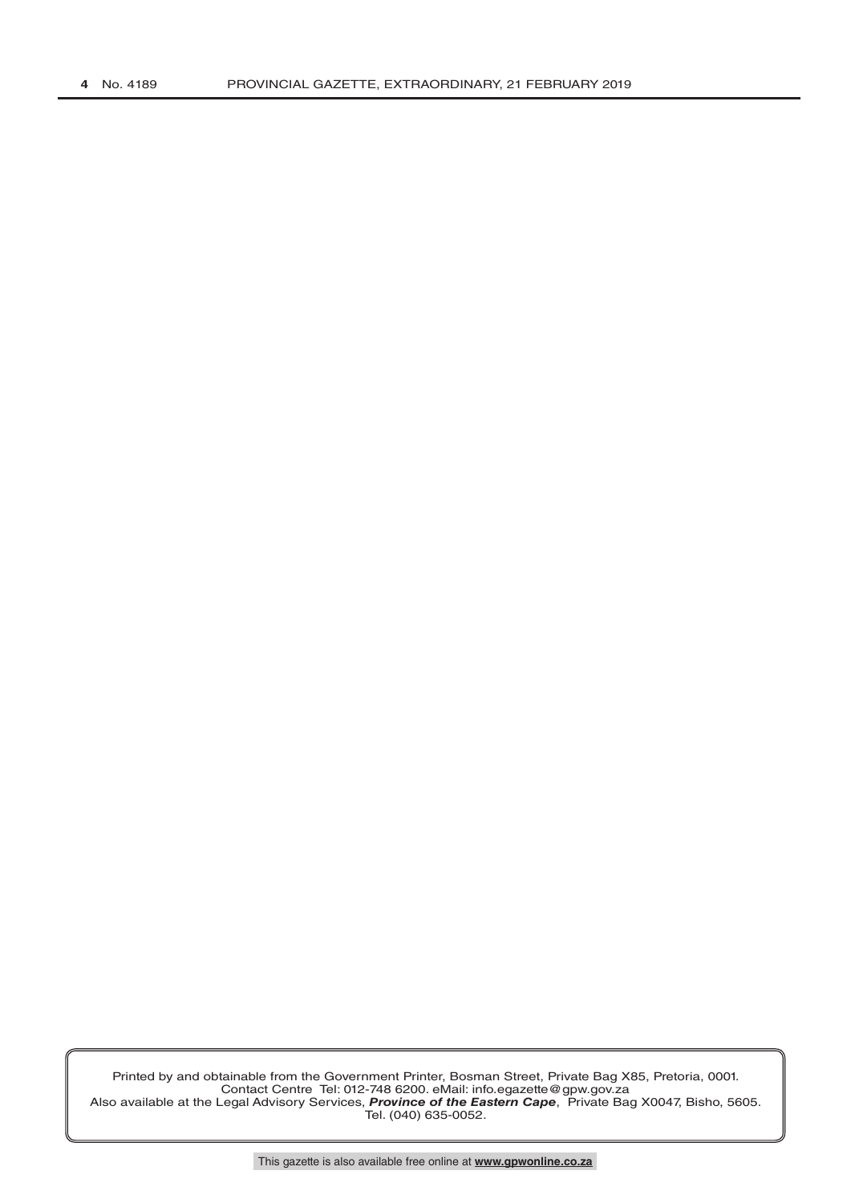Printed by and obtainable from the Government Printer, Bosman Street, Private Bag X85, Pretoria, 0001.
Contact Centre Tel: 012-748 6200. eMail: info.egazette@gpw.gov.za
Also available at the Legal Advisory Services, ***Province of the Eastern Cape***, Private Bag X0047, Bisho, 5605.
Tel. (040) 635-0052.

This gazette is also available free online at **www.gpwonline.co.za**